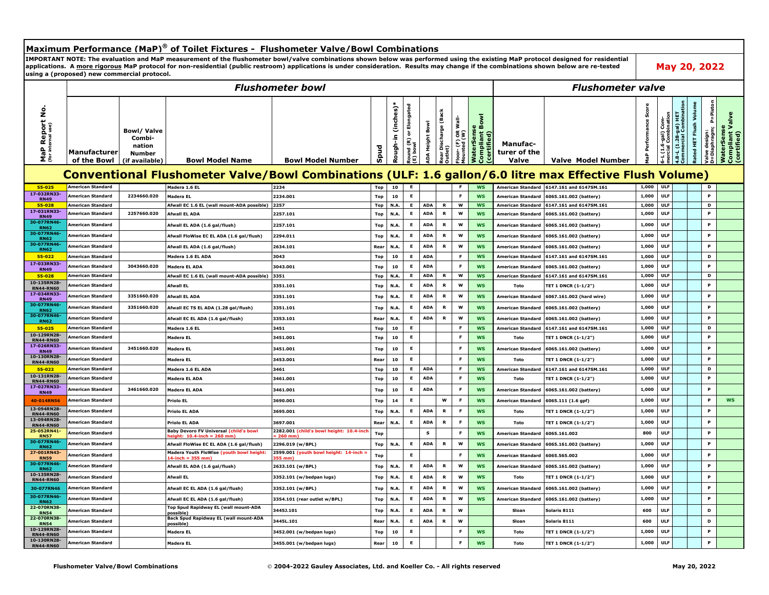## Maximum Performance (MaP)® of Toilet Fixtures - Flushometer Valve/Bowl Combinations

**IMPORTANT NOTE: The evaluation and MaP measurement of the flushometer bowl/valve combinations shown below was performed using the existing MaP protocol designed for residential applications. A more rigorous MaP protocol for non-residential (public restroom) applications is under consideration. Results may change if the combinations shown below are re-tested using a (proposed) new commercial protocol.**

**May 20, 2022**

| MaP Report No. (for internal use) | Flushometer bowl | | | | | | | | | | | | Flushometer valve | | | | | | | | |
|---|---|---|---|---|---|---|---|---|---|---|---|---|---|---|---|---|---|---|---|---|---|
| | Manufacturer of the Bowl | Bowl/ Valve Combination Number (if available) | Bowl Model Name | Bowl Model Number | Spud | Rough-in (inches)* | Round (R) or Elongated (E) bowl | ADA Height Bowl | Rear Discharge (Back Outlet) | Floor- (F) OR Wall-Mounted (W) | WaterSense Compliant Bowl (certified) | Manufacturer of the Valve | Valve Model Number | MaP Performance Score | 6-L (1.6-gal) Commercial Combination | 4.8-L (1.28-gal) HET Commercial Combination | Rated HET Flush Volume | Valve design: D=Diaphragm; P=Piston | WaterSense Compliant Valve (certified) |
| **Conventional Flushometer Valve/Bowl Combinations (ULF: 1.6 gallon/6.0 litre max Effective Flush Volume)** | | | | | | | | | | | | | | | | | | | |
| 55-025 | American Standard | | Madera 1.6 EL | 2234 | Top | 10 | E | | | F | WS | American Standard | 6147.161 and 6147SM.161 | 1,000 | ULF | | | D | |
| 17-032RN33-RN49 | American Standard | 2234660.020 | Madera EL | 2234.001 | Top | 10 | E | | | F | WS | American Standard | 6065.161.002 (battery) | 1,000 | ULF | | | P | |
| 55-028 | American Standard | | Afwall EC 1.6 EL (wall mount-ADA possible) | 2257 | Top | N.A. | E | ADA | R | W | WS | American Standard | 6147.161 and 6147SM.161 | 1,000 | ULF | | | D | |
| 17-031RN33-RN49 | American Standard | 2257660.020 | Afwall EL ADA | 2257.101 | Top | N.A. | E | ADA | R | W | WS | American Standard | 6065.161.002 (battery) | 1,000 | ULF | | | P | |
| 30-077RN46-RN62 | American Standard | | Afwall EL ADA (1.6 gal/flush) | 2257.101 | Top | N.A. | E | ADA | R | W | WS | American Standard | 6065.161.002 (battery) | 1,000 | ULF | | | P | |
| 30-077RN46-RN62 | American Standard | | Afwall FloWise EC EL ADA (1.6 gal/flush) | 2294.011 | Top | N.A. | E | ADA | R | W | WS | American Standard | 6065.161.002 (battery) | 1,000 | ULF | | | P | |
| 30-077RN46-RN62 | American Standard | | Afwall EL ADA (1.6 gal/flush) | 2634.101 | Rear | N.A. | E | ADA | R | W | WS | American Standard | 6065.161.002 (battery) | 1,000 | ULF | | | P | |
| 55-022 | American Standard | | Madera 1.6 EL ADA | 3043 | Top | 10 | E | ADA | | F | WS | American Standard | 6147.161 and 6147SM.161 | 1,000 | ULF | | | D | |
| 17-033RN33-RN49 | American Standard | 3043660.020 | Madera EL ADA | 3043.001 | Top | 10 | E | ADA | | F | WS | American Standard | 6065.161.002 (battery) | 1,000 | ULF | | | P | |
| 55-028 | American Standard | | Afwall EC 1.6 EL (wall mount-ADA possible) | 3351 | Top | N.A. | E | ADA | R | W | WS | American Standard | 6147.161 and 6147SM.161 | 1,000 | ULF | | | D | |
| 10-135RN28-RN44-RN60 | American Standard | | Afwall EL | 3351.101 | Top | N.A. | E | ADA | R | W | WS | Toto | TET 1 DNCR (1-1/2") | 1,000 | ULF | | | P | |
| 17-034RN33-RN49 | American Standard | 3351660.020 | Afwall EL ADA | 3351.101 | Top | N.A. | E | ADA | R | W | WS | American Standard | 6067.161.002 (hard wire) | 1,000 | ULF | | | P | |
| 30-077RN46-RN62 | American Standard | 3351660.020 | Afwall EC TS EL ADA (1.28 gal/flush) | 3351.101 | Top | N.A. | E | ADA | R | W | WS | American Standard | 6065.161.002 (battery) | 1,000 | ULF | | | P | |
| 30-077RN46-RN62 | American Standard | | Afwall EC EL ADA (1.6 gal/flush) | 3353.101 | Rear | N.A. | E | ADA | R | W | WS | American Standard | 6065.161.002 (battery) | 1,000 | ULF | | | P | |
| 55-025 | American Standard | | Madera 1.6 EL | 3451 | Top | 10 | E | | | F | WS | American Standard | 6147.161 and 6147SM.161 | 1,000 | ULF | | | D | |
| 10-129RN28-RN44-RN60 | American Standard | | Madera EL | 3451.001 | Top | 10 | E | | | F | WS | Toto | TET 1 DNCR (1-1/2") | 1,000 | ULF | | | P | |
| 17-026RN33-RN49 | American Standard | 3451660.020 | Madera EL | 3451.001 | Top | 10 | E | | | F | WS | American Standard | 6065.161.002 (battery) | 1,000 | ULF | | | P | |
| 10-130RN28-RN44-RN60 | American Standard | | Madera EL | 3453.001 | Rear | 10 | E | | | F | WS | Toto | TET 1 DNCR (1-1/2") | 1,000 | ULF | | | P | |
| 55-022 | American Standard | | Madera 1.6 EL ADA | 3461 | Top | 10 | E | ADA | | F | WS | American Standard | 6147.161 and 6147SM.161 | 1,000 | ULF | | | D | |
| 10-131RN28-RN44-RN60 | American Standard | | Madera EL ADA | 3461.001 | Top | 10 | E | ADA | | F | WS | Toto | TET 1 DNCR (1-1/2") | 1,000 | ULF | | | P | |
| 17-027RN33-RN49 | American Standard | 3461660.020 | Madera EL ADA | 3461.001 | Top | 10 | E | ADA | | F | WS | American Standard | 6065.161.002 (battery) | 1,000 | ULF | | | P | |
| 40-014RN56 | American Standard | | Priolo EL | 3690.001 | Top | 14 | E | | W | F | WS | American Standard | 6065.111 (1.6 gpf) | 1,000 | ULF | | | P | WS |
| 13-094RN28-RN44-RN60 | American Standard | | Priolo EL ADA | 3695.001 | Top | N.A. | E | ADA | R | F | WS | Toto | TET 1 DNCR (1-1/2") | 1,000 | ULF | | | P | |
| 13-094RN28-RN44-RN60 | American Standard | | Priolo EL ADA | 3697.001 | Rear | N.A. | E | ADA | R | F | WS | Toto | TET 1 DNCR (1-1/2") | 1,000 | ULF | | | P | |
| 25-052RN41-RN57 | American Standard | | Baby Devoro FV Universal (child's bowl height: 10.4-inch = 260 mm) | 2282.001 (child's bowl height: 10.4-inch = 260 mm) | Top | | | S | | F | WS | American Standard | 6065.161.002 | 800 | ULF | | | P | |
| 30-077RN46-RN62 | American Standard | | Afwall FloWise EC EL ADA (1.6 gal/flush) | 2296.019 (w/BPL) | Top | N.A. | E | ADA | R | W | WS | American Standard | 6065.161.002 (battery) | 1,000 | ULF | | | P | |
| 27-001RN43-RN59 | American Standard | | Madera Youth FloWise (youth bowl height: 14-inch = 355 mm) | 2599.001 (youth bowl height: 14-inch = 355 mm) | Top | | E | | | F | WS | American Standard | 6065.565.002 | 1,000 | ULF | | | P | |
| 30-077RN46-RN62 | American Standard | | Afwall EL ADA (1.6 gal/flush) | 2633.101 (w/BPL) | Top | N.A. | E | ADA | R | W | WS | American Standard | 6065.161.002 (battery) | 1,000 | ULF | | | P | |
| 10-135RN28-RN44-RN60 | American Standard | | Afwall EL | 3352.101 (w/bedpan lugs) | Top | N.A. | E | ADA | R | W | WS | Toto | TET 1 DNCR (1-1/2") | 1,000 | ULF | | | P | |
| 30-077RN46 | American Standard | | Afwall EC EL ADA (1.6 gal/flush) | 3352.101 (w/BPL) | Top | N.A. | E | ADA | R | W | WS | American Standard | 6065.161.002 (battery) | 1,000 | ULF | | | P | |
| 30-077RN46-RN62 | American Standard | | Afwall EC EL ADA (1.6 gal/flush) | 3354.101 (rear outlet w/BPL) | Top | N.A. | E | ADA | R | W | WS | American Standard | 6065.161.002 (battery) | 1,000 | ULF | | | P | |
| 22-070RN38-RN54 | American Standard | | Top Spud Rapidway EL (wall mount-ADA possible) | 3445J.101 | Top | N.A. | E | ADA | R | W | | Sloan | Solaris 8111 | 600 | ULF | | | D | |
| 22-070RN38-RN54 | American Standard | | Back Spud Rapidway EL (wall mount-ADA possible) | 3445L.101 | Rear | N.A. | E | ADA | R | W | | Sloan | Solaris 8111 | 600 | ULF | | | D | |
| 10-129RN28-RN44-RN60 | American Standard | | Madera EL | 3452.001 (w/bedpan lugs) | Top | 10 | E | | | F | WS | Toto | TET 1 DNCR (1-1/2") | 1,000 | ULF | | | P | |
| 10-130RN28-RN44-RN60 | American Standard | | Madera EL | 3455.001 (w/bedpan lugs) | Rear | 10 | E | | | F | WS | Toto | TET 1 DNCR (1-1/2") | 1,000 | ULF | | | P | |

Flushometer Valve/Bowl Combinations — © 2004-2022 Gauley Associates, Ltd. and Koeller Co. - All rights reserved — May 20, 2022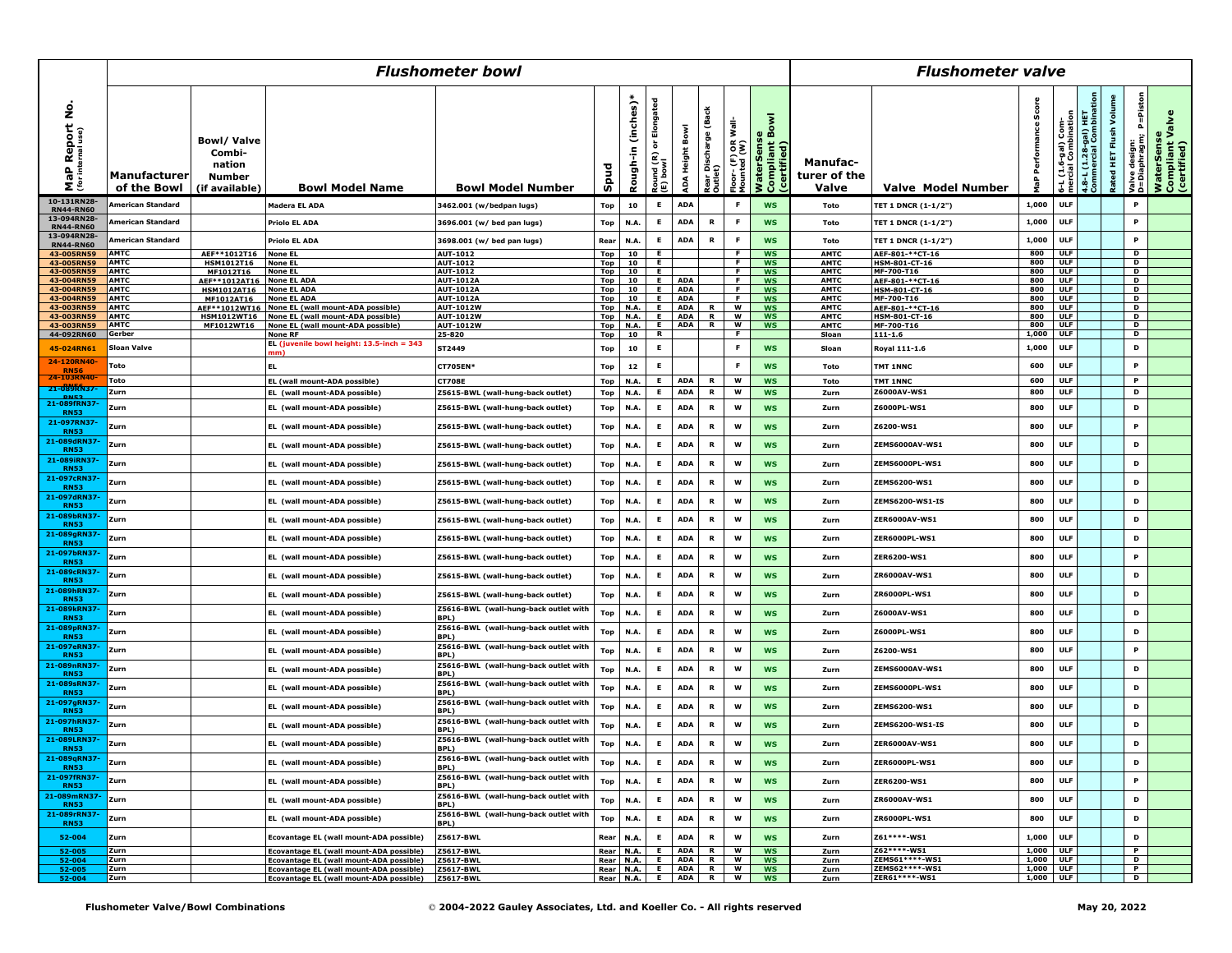| MaP Report No. (for internal use) | Flushometer bowl | | | | | | | | | | | | Flushometer valve | | | | | | | |
|---|---|---|---|---|---|---|---|---|---|---|---|---|---|---|---|---|---|---|---|---|
| | Manufacturer of the Bowl | Bowl/ Valve Combi-nation Number (if available) | Bowl Model Name | Bowl Model Number | Spud | Rough-in (inches)* | Round (R) or Elongated (E) bowl | ADA Height Bowl | Rear Discharge (Back Outlet) | Floor- (F) OR Wall-Mounted (W) | WaterSense Compliant Bowl (certified) | Manufac-turer of the Valve | Valve Model Number | MaP Performance Score | 6-L (1.6-gal) Com-mercial Combination | 4.8-L (1.28-gal) HET Commercial Combination | Rated HET Flush Volume | Valve design: D=Diaphragm; P=Piston | WaterSense Compliant Valve (certified) |
| 10-131RN28-RN44-RN60 | American Standard | | Madera EL ADA | 3462.001 (w/bedpan lugs) | Top | 10 | E | ADA | | F | WS | Toto | TET 1 DNCR (1-1/2") | 1,000 | ULF | | | P | |
| 13-094RN28-RN44-RN60 | American Standard | | Priolo EL ADA | 3696.001 (w/ bed pan lugs) | Top | N.A. | E | ADA | R | F | WS | Toto | TET 1 DNCR (1-1/2") | 1,000 | ULF | | | P | |
| 13-094RN28-RN44-RN60 | American Standard | | Priolo EL ADA | 3698.001 (w/ bed pan lugs) | Rear | N.A. | E | ADA | R | F | WS | Toto | TET 1 DNCR (1-1/2") | 1,000 | ULF | | | P | |
| 43-005RN59 | AMTC | AEF**1012T16 | None EL | AUT-1012 | Top | 10 | E | | | F | WS | AMTC | AEF-801-**CT-16 | 800 | ULF | | | D | |
| 43-005RN59 | AMTC | HSM1012T16 | None EL | AUT-1012 | Top | 10 | E | | | F | WS | AMTC | HSM-801-CT-16 | 800 | ULF | | | D | |
| 43-005RN59 | AMTC | MF1012T16 | None EL | AUT-1012 | Top | 10 | E | | | F | WS | AMTC | MF-700-T16 | 800 | ULF | | | D | |
| 43-004RN59 | AMTC | AEF**1012AT16 | None EL ADA | AUT-1012A | Top | 10 | E | ADA | | F | WS | AMTC | AEF-801-**CT-16 | 800 | ULF | | | D | |
| 43-004RN59 | AMTC | HSM1012AT16 | None EL ADA | AUT-1012A | Top | 10 | E | ADA | | F | WS | AMTC | HSM-801-CT-16 | 800 | ULF | | | D | |
| 43-004RN59 | AMTC | MF1012AT16 | None EL ADA | AUT-1012A | Top | 10 | E | ADA | | F | WS | AMTC | MF-700-T16 | 800 | ULF | | | D | |
| 43-003RN59 | AMTC | AEF**1012WT16 | None EL (wall mount-ADA possible) | AUT-1012W | Top | N.A. | E | ADA | R | W | WS | AMTC | AEF-801-**CT-16 | 800 | ULF | | | D | |
| 43-003RN59 | AMTC | HSM1012WT16 | None EL (wall mount-ADA possible) | AUT-1012W | Top | N.A. | E | ADA | R | W | WS | AMTC | HSM-801-CT-16 | 800 | ULF | | | D | |
| 43-003RN59 | AMTC | MF1012WT16 | None EL (wall mount-ADA possible) | AUT-1012W | Top | N.A. | E | ADA | R | W | WS | AMTC | MF-700-T16 | 800 | ULF | | | D | |
| 44-092RN60 | Gerber | | None RF | 25-820 | Top | 10 | R | | | F | | Sloan | 111-1.6 | 1,000 | ULF | | | D | |
| 45-024RN61 | Sloan Valve | | EL (juvenile bowl height: 13.5-inch = 343 mm) | ST2449 | Top | 10 | E | | | F | WS | Sloan | Royal 111-1.6 | 1,000 | ULF | | | D | |
| 24-120RN40-RN56 | Toto | | EL | CT705EN* | Top | 12 | E | | | F | WS | Toto | TMT 1NNC | 600 | ULF | | | P | |
| 24-103RN40-RN56 | Toto | | EL (wall mount-ADA possible) | CT708E | Top | N.A. | E | ADA | R | W | WS | Toto | TMT 1NNC | 600 | ULF | | | P | |
| 21-089RN37-RN53 | Zurn | | EL (wall mount-ADA possible) | Z5615-BWL (wall-hung-back outlet) | Top | N.A. | E | ADA | R | W | WS | Zurn | Z6000AV-WS1 | 800 | ULF | | | D | |
| 21-089fRN37-RN53 | Zurn | | EL (wall mount-ADA possible) | Z5615-BWL (wall-hung-back outlet) | Top | N.A. | E | ADA | R | W | WS | Zurn | Z6000PL-WS1 | 800 | ULF | | | D | |
| 21-097RN37-RN53 | Zurn | | EL (wall mount-ADA possible) | Z5615-BWL (wall-hung-back outlet) | Top | N.A. | E | ADA | R | W | WS | Zurn | Z6200-WS1 | 800 | ULF | | | P | |
| 21-089dRN37-RN53 | Zurn | | EL (wall mount-ADA possible) | Z5615-BWL (wall-hung-back outlet) | Top | N.A. | E | ADA | R | W | WS | Zurn | ZEMS6000AV-WS1 | 800 | ULF | | | D | |
| 21-089iRN37-RN53 | Zurn | | EL (wall mount-ADA possible) | Z5615-BWL (wall-hung-back outlet) | Top | N.A. | E | ADA | R | W | WS | Zurn | ZEMS6000PL-WS1 | 800 | ULF | | | D | |
| 21-097cRN37-RN53 | Zurn | | EL (wall mount-ADA possible) | Z5615-BWL (wall-hung-back outlet) | Top | N.A. | E | ADA | R | W | WS | Zurn | ZEMS6200-WS1 | 800 | ULF | | | D | |
| 21-097dRN37-RN53 | Zurn | | EL (wall mount-ADA possible) | Z5615-BWL (wall-hung-back outlet) | Top | N.A. | E | ADA | R | W | WS | Zurn | ZEMS6200-WS1-IS | 800 | ULF | | | D | |
| 21-089bRN37-RN53 | Zurn | | EL (wall mount-ADA possible) | Z5615-BWL (wall-hung-back outlet) | Top | N.A. | E | ADA | R | W | WS | Zurn | ZER6000AV-WS1 | 800 | ULF | | | D | |
| 21-089gRN37-RN53 | Zurn | | EL (wall mount-ADA possible) | Z5615-BWL (wall-hung-back outlet) | Top | N.A. | E | ADA | R | W | WS | Zurn | ZER6000PL-WS1 | 800 | ULF | | | D | |
| 21-097bRN37-RN53 | Zurn | | EL (wall mount-ADA possible) | Z5615-BWL (wall-hung-back outlet) | Top | N.A. | E | ADA | R | W | WS | Zurn | ZER6200-WS1 | 800 | ULF | | | P | |
| 21-089cRN37-RN53 | Zurn | | EL (wall mount-ADA possible) | Z5615-BWL (wall-hung-back outlet) | Top | N.A. | E | ADA | R | W | WS | Zurn | ZR6000AV-WS1 | 800 | ULF | | | D | |
| 21-089hRN37-RN53 | Zurn | | EL (wall mount-ADA possible) | Z5615-BWL (wall-hung-back outlet) | Top | N.A. | E | ADA | R | W | WS | Zurn | ZR6000PL-WS1 | 800 | ULF | | | D | |
| 21-089kRN37-RN53 | Zurn | | EL (wall mount-ADA possible) | Z5616-BWL (wall-hung-back outlet with BPL) | Top | N.A. | E | ADA | R | W | WS | Zurn | Z6000AV-WS1 | 800 | ULF | | | D | |
| 21-089pRN37-RN53 | Zurn | | EL (wall mount-ADA possible) | Z5616-BWL (wall-hung-back outlet with BPL) | Top | N.A. | E | ADA | R | W | WS | Zurn | Z6000PL-WS1 | 800 | ULF | | | D | |
| 21-097eRN37-RN53 | Zurn | | EL (wall mount-ADA possible) | Z5616-BWL (wall-hung-back outlet with BPL) | Top | N.A. | E | ADA | R | W | WS | Zurn | Z6200-WS1 | 800 | ULF | | | P | |
| 21-089nRN37-RN53 | Zurn | | EL (wall mount-ADA possible) | Z5616-BWL (wall-hung-back outlet with BPL) | Top | N.A. | E | ADA | R | W | WS | Zurn | ZEMS6000AV-WS1 | 800 | ULF | | | D | |
| 21-089sRN37-RN53 | Zurn | | EL (wall mount-ADA possible) | Z5616-BWL (wall-hung-back outlet with BPL) | Top | N.A. | E | ADA | R | W | WS | Zurn | ZEMS6000PL-WS1 | 800 | ULF | | | D | |
| 21-097gRN37-RN53 | Zurn | | EL (wall mount-ADA possible) | Z5616-BWL (wall-hung-back outlet with BPL) | Top | N.A. | E | ADA | R | W | WS | Zurn | ZEMS6200-WS1 | 800 | ULF | | | D | |
| 21-097hRN37-RN53 | Zurn | | EL (wall mount-ADA possible) | Z5616-BWL (wall-hung-back outlet with BPL) | Top | N.A. | E | ADA | R | W | WS | Zurn | ZEMS6200-WS1-IS | 800 | ULF | | | D | |
| 21-089LRN37-RN53 | Zurn | | EL (wall mount-ADA possible) | Z5616-BWL (wall-hung-back outlet with BPL) | Top | N.A. | E | ADA | R | W | WS | Zurn | ZER6000AV-WS1 | 800 | ULF | | | D | |
| 21-089qRN37-RN53 | Zurn | | EL (wall mount-ADA possible) | Z5616-BWL (wall-hung-back outlet with BPL) | Top | N.A. | E | ADA | R | W | WS | Zurn | ZER6000PL-WS1 | 800 | ULF | | | D | |
| 21-097fRN37-RN53 | Zurn | | EL (wall mount-ADA possible) | Z5616-BWL (wall-hung-back outlet with BPL) | Top | N.A. | E | ADA | R | W | WS | Zurn | ZER6200-WS1 | 800 | ULF | | | P | |
| 21-089mRN37-RN53 | Zurn | | EL (wall mount-ADA possible) | Z5616-BWL (wall-hung-back outlet with BPL) | Top | N.A. | E | ADA | R | W | WS | Zurn | ZR6000AV-WS1 | 800 | ULF | | | D | |
| 21-089rRN37-RN53 | Zurn | | EL (wall mount-ADA possible) | Z5616-BWL (wall-hung-back outlet with BPL) | Top | N.A. | E | ADA | R | W | WS | Zurn | ZR6000PL-WS1 | 800 | ULF | | | D | |
| 52-004 | Zurn | | Ecovantage EL (wall mount-ADA possible) | Z5617-BWL | Rear | N.A. | E | ADA | R | W | WS | Zurn | Z61****-WS1 | 1,000 | ULF | | | D | |
| 52-005 | Zurn | | Ecovantage EL (wall mount-ADA possible) | Z5617-BWL | Rear | N.A. | E | ADA | R | W | WS | Zurn | Z62****-WS1 | 1,000 | ULF | | | P | |
| 52-004 | Zurn | | Ecovantage EL (wall mount-ADA possible) | Z5617-BWL | Rear | N.A. | E | ADA | R | W | WS | Zurn | ZEMS61****-WS1 | 1,000 | ULF | | | D | |
| 52-005 | Zurn | | Ecovantage EL (wall mount-ADA possible) | Z5617-BWL | Rear | N.A. | E | ADA | R | W | WS | Zurn | ZEMS62****-WS1 | 1,000 | ULF | | | P | |
| 52-004 | Zurn | | Ecovantage EL (wall mount-ADA possible) | Z5617-BWL | Rear | N.A. | E | ADA | R | W | WS | Zurn | ZER61****-WS1 | 1,000 | ULF | | | D | |

Flushometer Valve/Bowl Combinations © 2004-2022 Gauley Associates, Ltd. and Koeller Co. - All rights reserved May 20, 2022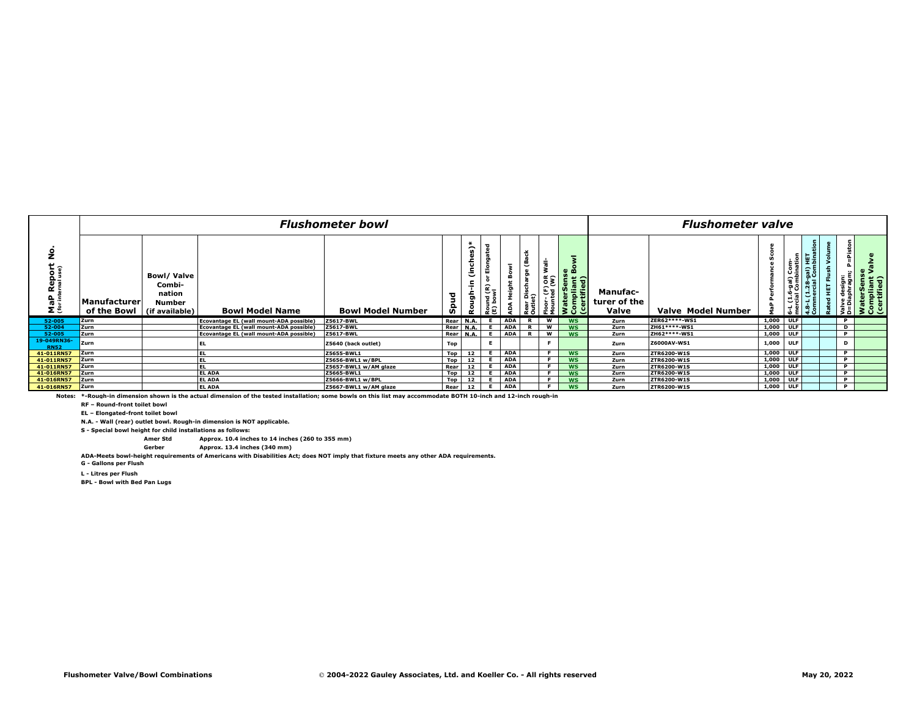| MaP Report No. (for internal use) | Flushometer bowl | | | | | | | | | | | Flushometer valve | | | | | | | | |
|---|---|---|---|---|---|---|---|---|---|---|---|---|---|---|---|---|---|---|---|---|
| | Manufacturer of the Bowl | Bowl/ Valve Combi-nation Number (if available) | Bowl Model Name | Bowl Model Number | Spud | Rough-in (inches)* | Round (R) or Elongated (E) bowl | ADA Height Bowl | Rear Discharge (Back Outlet) | Floor- (F) OR Wall-Mounted (W) | WaterSense Compliant Bowl (certified) | Manufac-turer of the Valve | Valve Model Number | MaP Performance Score | 6-L (1.6-gal) Com-mercial Combination | 4.8-L (1.28-gal) HET Commercial Combination | Rated HET Flush Volume | Valve design: D=Diaphragm; P=Piston | WaterSense Compliant Valve (certified) |
| 52-005 | Zurn | | Ecovantage EL (wall mount-ADA possible) | Z5617-BWL | Rear | N.A. | E | ADA | R | W | WS | Zurn | ZER62****-WS1 | 1,000 | ULF | | | P | |
| 52-004 | Zurn | | Ecovantage EL (wall mount-ADA possible) | Z5617-BWL | Rear | N.A. | E | ADA | R | W | WS | Zurn | ZH61****-WS1 | 1,000 | ULF | | | D | |
| 52-005 | Zurn | | Ecovantage EL (wall mount-ADA possible) | Z5617-BWL | Rear | N.A. | E | ADA | R | W | WS | Zurn | ZH62****-WS1 | 1,000 | ULF | | | P | |
| 19-049RN36-RN52 | Zurn | | EL | Z5640 (back outlet) | Top | | E | | | F | | Zurn | Z6000AV-WS1 | 1,000 | ULF | | | D | |
| 41-011RN57 | Zurn | | EL | Z5655-BWL1 | Top | 12 | E | ADA | | F | WS | Zurn | ZTR6200-W1S | 1,000 | ULF | | | P | |
| 41-011RN57 | Zurn | | EL | Z5656-BWL1 w/BPL | Top | 12 | E | ADA | | F | WS | Zurn | ZTR6200-W1S | 1,000 | ULF | | | P | |
| 41-011RN57 | Zurn | | EL | Z5657-BWL1 w/AM glaze | Rear | 12 | E | ADA | | F | WS | Zurn | ZTR6200-W1S | 1,000 | ULF | | | P | |
| 41-016RN57 | Zurn | | EL ADA | Z5665-BWL1 | Top | 12 | E | ADA | | F | WS | Zurn | ZTR6200-W1S | 1,000 | ULF | | | P | |
| 41-016RN57 | Zurn | | EL ADA | Z5666-BWL1 w/BPL | Top | 12 | E | ADA | | F | WS | Zurn | ZTR6200-W1S | 1,000 | ULF | | | P | |
| 41-016RN57 | Zurn | | EL ADA | Z5667-BWL1 w/AM glaze | Rear | 12 | E | ADA | | F | WS | Zurn | ZTR6200-W1S | 1,000 | ULF | | | P | |

**Notes:** *-Rough-in dimension shown is the actual dimension of the tested installation; some bowls on this list may accommodate BOTH 10-inch and 12-inch rough-in

RF – Round-front toilet bowl

EL – Elongated-front toilet bowl

N.A. - Wall (rear) outlet bowl. Rough-in dimension is NOT applicable.

S - Special bowl height for child installations as follows:

- Amer Std — Approx. 10.4 inches to 14 inches (260 to 355 mm)
- Gerber — Approx. 13.4 inches (340 mm)

ADA-Meets bowl-height requirements of Americans with Disabilities Act; does NOT imply that fixture meets any other ADA requirements.

G - Gallons per Flush

L - Litres per Flush

BPL - Bowl with Bed Pan Lugs